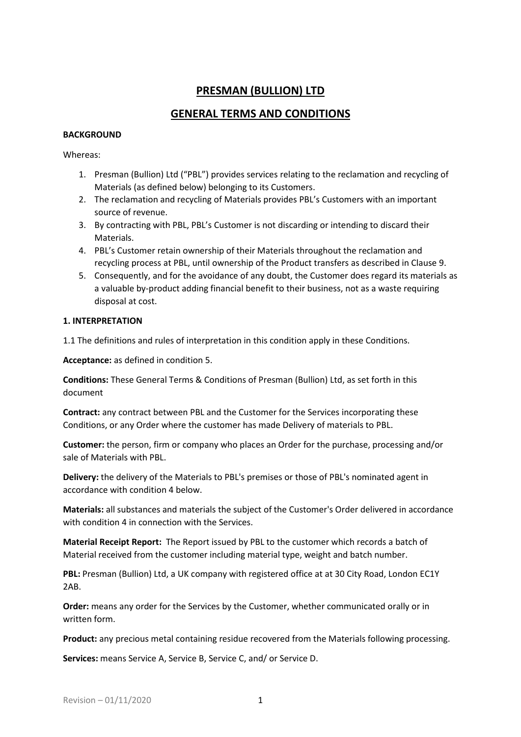# PRESMAN (BULLION) LTD

## GENERAL TERMS AND CONDITIONS

**BACKGROUND**

Whereas:

1. Presman (Bullion) Ltd ("PBL") provides services relating to the reclamation and recycling of Materials (as defined below) belonging to its Customers.
2. The reclamation and recycling of Materials provides PBL's Customers with an important source of revenue.
3. By contracting with PBL, PBL's Customer is not discarding or intending to discard their Materials.
4. PBL's Customer retain ownership of their Materials throughout the reclamation and recycling process at PBL, until ownership of the Product transfers as described in Clause 9.
5. Consequently, and for the avoidance of any doubt, the Customer does regard its materials as a valuable by-product adding financial benefit to their business, not as a waste requiring disposal at cost.

**1. INTERPRETATION**

1.1 The definitions and rules of interpretation in this condition apply in these Conditions.

**Acceptance:** as defined in condition 5.

**Conditions:** These General Terms & Conditions of Presman (Bullion) Ltd, as set forth in this document

**Contract:** any contract between PBL and the Customer for the Services incorporating these Conditions, or any Order where the customer has made Delivery of materials to PBL.

**Customer:** the person, firm or company who places an Order for the purchase, processing and/or sale of Materials with PBL.

**Delivery:** the delivery of the Materials to PBL's premises or those of PBL's nominated agent in accordance with condition 4 below.

**Materials:** all substances and materials the subject of the Customer's Order delivered in accordance with condition 4 in connection with the Services.

**Material Receipt Report:** The Report issued by PBL to the customer which records a batch of Material received from the customer including material type, weight and batch number.

**PBL:** Presman (Bullion) Ltd, a UK company with registered office at at 30 City Road, London EC1Y 2AB.

**Order:** means any order for the Services by the Customer, whether communicated orally or in written form.

**Product:** any precious metal containing residue recovered from the Materials following processing.

**Services:** means Service A, Service B, Service C, and/ or Service D.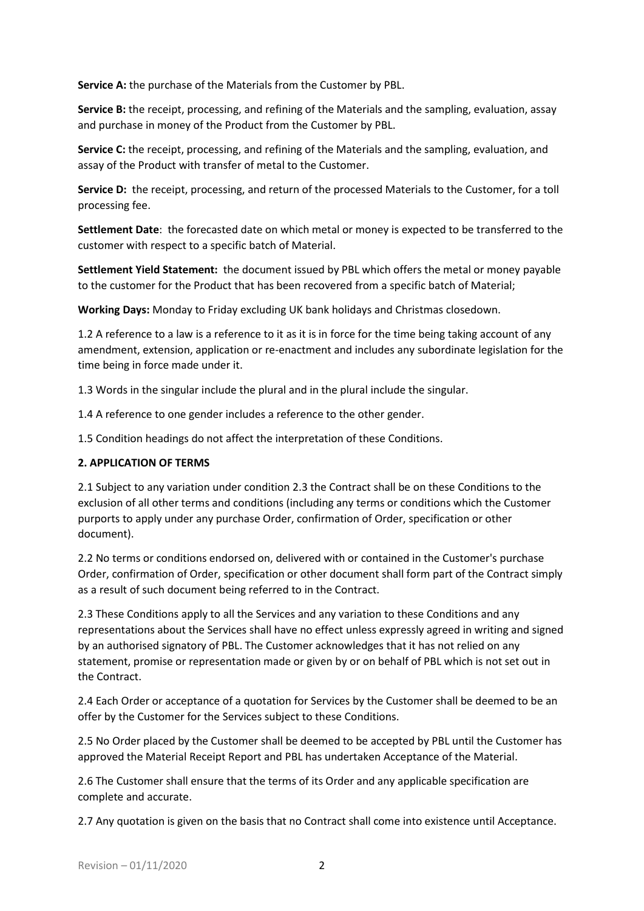**Service A:** the purchase of the Materials from the Customer by PBL.

**Service B:** the receipt, processing, and refining of the Materials and the sampling, evaluation, assay and purchase in money of the Product from the Customer by PBL.

**Service C:** the receipt, processing, and refining of the Materials and the sampling, evaluation, and assay of the Product with transfer of metal to the Customer.

**Service D:** the receipt, processing, and return of the processed Materials to the Customer, for a toll processing fee.

**Settlement Date**: the forecasted date on which metal or money is expected to be transferred to the customer with respect to a specific batch of Material.

**Settlement Yield Statement:** the document issued by PBL which offers the metal or money payable to the customer for the Product that has been recovered from a specific batch of Material;

**Working Days:** Monday to Friday excluding UK bank holidays and Christmas closedown.

1.2 A reference to a law is a reference to it as it is in force for the time being taking account of any amendment, extension, application or re-enactment and includes any subordinate legislation for the time being in force made under it.

1.3 Words in the singular include the plural and in the plural include the singular.

1.4 A reference to one gender includes a reference to the other gender.

1.5 Condition headings do not affect the interpretation of these Conditions.

**2. APPLICATION OF TERMS**

2.1 Subject to any variation under condition 2.3 the Contract shall be on these Conditions to the exclusion of all other terms and conditions (including any terms or conditions which the Customer purports to apply under any purchase Order, confirmation of Order, specification or other document).

2.2 No terms or conditions endorsed on, delivered with or contained in the Customer's purchase Order, confirmation of Order, specification or other document shall form part of the Contract simply as a result of such document being referred to in the Contract.

2.3 These Conditions apply to all the Services and any variation to these Conditions and any representations about the Services shall have no effect unless expressly agreed in writing and signed by an authorised signatory of PBL. The Customer acknowledges that it has not relied on any statement, promise or representation made or given by or on behalf of PBL which is not set out in the Contract.

2.4 Each Order or acceptance of a quotation for Services by the Customer shall be deemed to be an offer by the Customer for the Services subject to these Conditions.

2.5 No Order placed by the Customer shall be deemed to be accepted by PBL until the Customer has approved the Material Receipt Report and PBL has undertaken Acceptance of the Material.

2.6 The Customer shall ensure that the terms of its Order and any applicable specification are complete and accurate.

2.7 Any quotation is given on the basis that no Contract shall come into existence until Acceptance.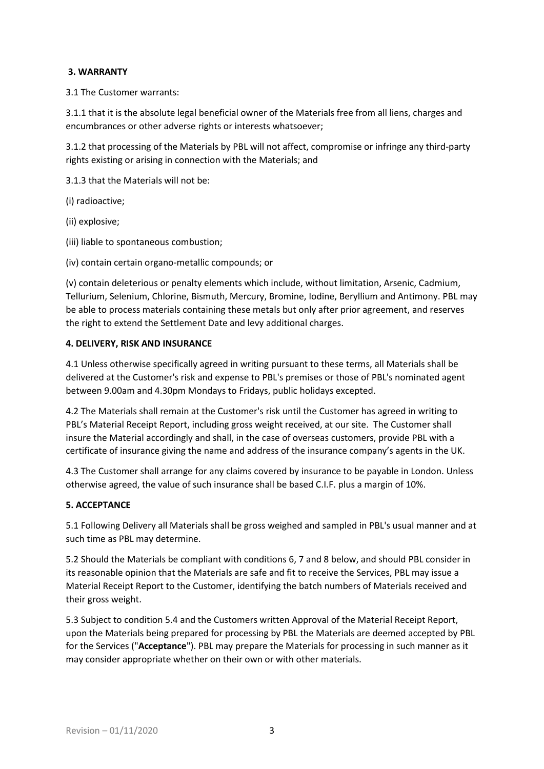**3. WARRANTY**

3.1 The Customer warrants:

3.1.1 that it is the absolute legal beneficial owner of the Materials free from all liens, charges and encumbrances or other adverse rights or interests whatsoever;

3.1.2 that processing of the Materials by PBL will not affect, compromise or infringe any third-party rights existing or arising in connection with the Materials; and

3.1.3 that the Materials will not be:

(i) radioactive;

(ii) explosive;

(iii) liable to spontaneous combustion;

(iv) contain certain organo-metallic compounds; or

(v) contain deleterious or penalty elements which include, without limitation, Arsenic, Cadmium, Tellurium, Selenium, Chlorine, Bismuth, Mercury, Bromine, Iodine, Beryllium and Antimony. PBL may be able to process materials containing these metals but only after prior agreement, and reserves the right to extend the Settlement Date and levy additional charges.

**4. DELIVERY, RISK AND INSURANCE**

4.1 Unless otherwise specifically agreed in writing pursuant to these terms, all Materials shall be delivered at the Customer's risk and expense to PBL's premises or those of PBL's nominated agent between 9.00am and 4.30pm Mondays to Fridays, public holidays excepted.

4.2 The Materials shall remain at the Customer's risk until the Customer has agreed in writing to PBL's Material Receipt Report, including gross weight received, at our site. The Customer shall insure the Material accordingly and shall, in the case of overseas customers, provide PBL with a certificate of insurance giving the name and address of the insurance company's agents in the UK.

4.3 The Customer shall arrange for any claims covered by insurance to be payable in London. Unless otherwise agreed, the value of such insurance shall be based C.I.F. plus a margin of 10%.

**5. ACCEPTANCE**

5.1 Following Delivery all Materials shall be gross weighed and sampled in PBL's usual manner and at such time as PBL may determine.

5.2 Should the Materials be compliant with conditions 6, 7 and 8 below, and should PBL consider in its reasonable opinion that the Materials are safe and fit to receive the Services, PBL may issue a Material Receipt Report to the Customer, identifying the batch numbers of Materials received and their gross weight.

5.3 Subject to condition 5.4 and the Customers written Approval of the Material Receipt Report, upon the Materials being prepared for processing by PBL the Materials are deemed accepted by PBL for the Services ("**Acceptance**"). PBL may prepare the Materials for processing in such manner as it may consider appropriate whether on their own or with other materials.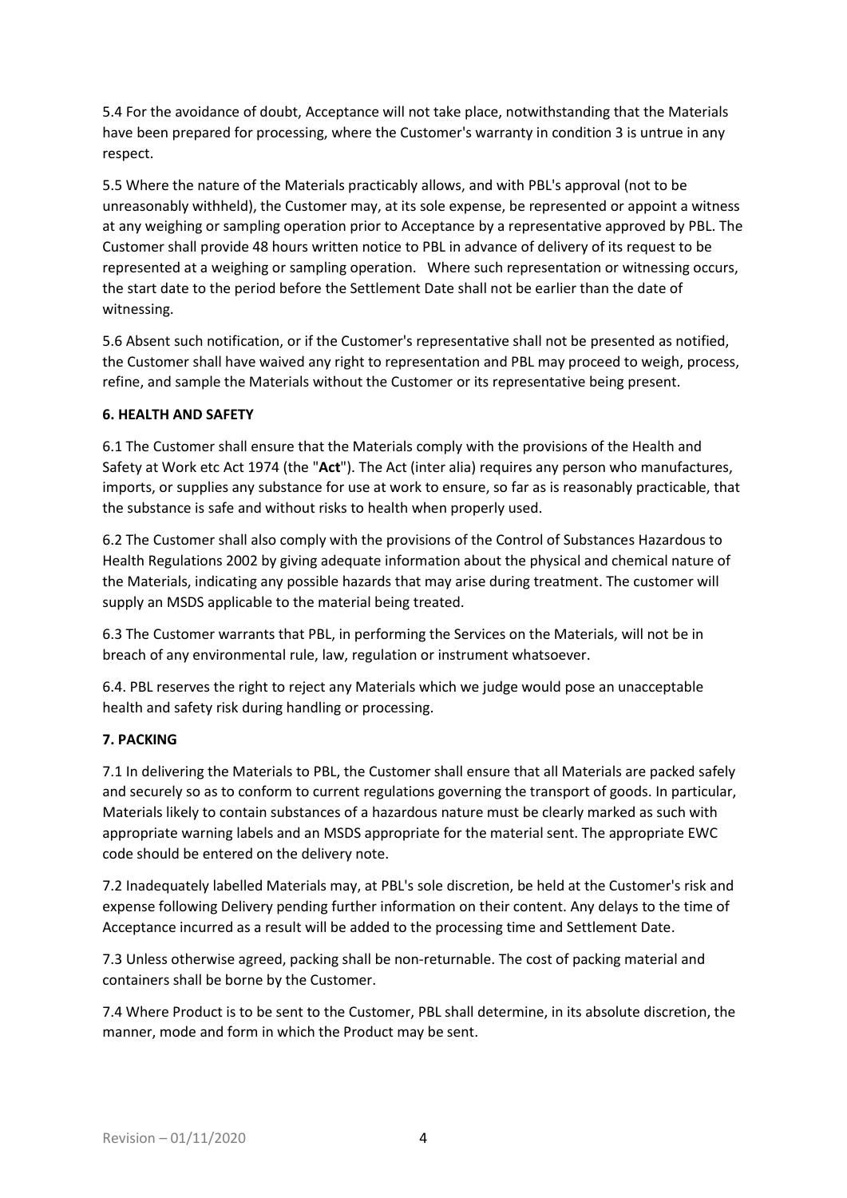5.4 For the avoidance of doubt, Acceptance will not take place, notwithstanding that the Materials have been prepared for processing, where the Customer's warranty in condition 3 is untrue in any respect.

5.5 Where the nature of the Materials practicably allows, and with PBL's approval (not to be unreasonably withheld), the Customer may, at its sole expense, be represented or appoint a witness at any weighing or sampling operation prior to Acceptance by a representative approved by PBL. The Customer shall provide 48 hours written notice to PBL in advance of delivery of its request to be represented at a weighing or sampling operation. Where such representation or witnessing occurs, the start date to the period before the Settlement Date shall not be earlier than the date of witnessing.

5.6 Absent such notification, or if the Customer's representative shall not be presented as notified, the Customer shall have waived any right to representation and PBL may proceed to weigh, process, refine, and sample the Materials without the Customer or its representative being present.

## 6. HEALTH AND SAFETY

6.1 The Customer shall ensure that the Materials comply with the provisions of the Health and Safety at Work etc Act 1974 (the "**Act**"). The Act (inter alia) requires any person who manufactures, imports, or supplies any substance for use at work to ensure, so far as is reasonably practicable, that the substance is safe and without risks to health when properly used.

6.2 The Customer shall also comply with the provisions of the Control of Substances Hazardous to Health Regulations 2002 by giving adequate information about the physical and chemical nature of the Materials, indicating any possible hazards that may arise during treatment. The customer will supply an MSDS applicable to the material being treated.

6.3 The Customer warrants that PBL, in performing the Services on the Materials, will not be in breach of any environmental rule, law, regulation or instrument whatsoever.

6.4. PBL reserves the right to reject any Materials which we judge would pose an unacceptable health and safety risk during handling or processing.

## 7. PACKING

7.1 In delivering the Materials to PBL, the Customer shall ensure that all Materials are packed safely and securely so as to conform to current regulations governing the transport of goods. In particular, Materials likely to contain substances of a hazardous nature must be clearly marked as such with appropriate warning labels and an MSDS appropriate for the material sent. The appropriate EWC code should be entered on the delivery note.

7.2 Inadequately labelled Materials may, at PBL's sole discretion, be held at the Customer's risk and expense following Delivery pending further information on their content. Any delays to the time of Acceptance incurred as a result will be added to the processing time and Settlement Date.

7.3 Unless otherwise agreed, packing shall be non-returnable. The cost of packing material and containers shall be borne by the Customer.

7.4 Where Product is to be sent to the Customer, PBL shall determine, in its absolute discretion, the manner, mode and form in which the Product may be sent.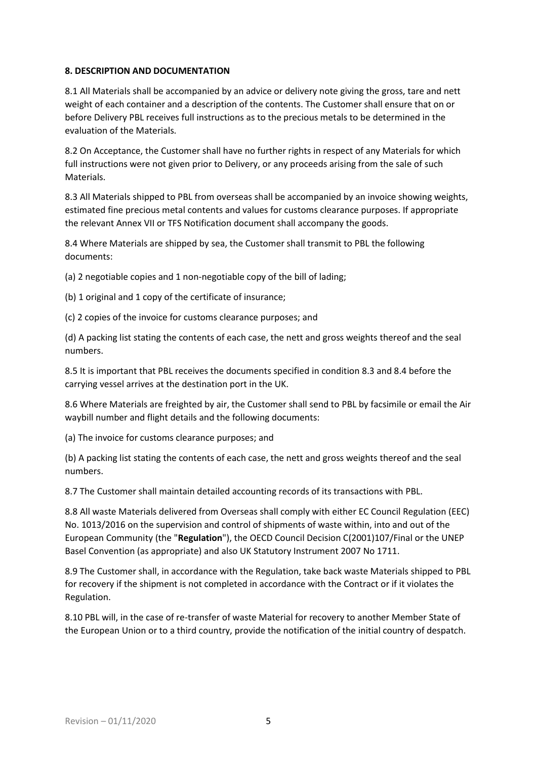**8. DESCRIPTION AND DOCUMENTATION**

8.1 All Materials shall be accompanied by an advice or delivery note giving the gross, tare and nett weight of each container and a description of the contents. The Customer shall ensure that on or before Delivery PBL receives full instructions as to the precious metals to be determined in the evaluation of the Materials.

8.2 On Acceptance, the Customer shall have no further rights in respect of any Materials for which full instructions were not given prior to Delivery, or any proceeds arising from the sale of such Materials.

8.3 All Materials shipped to PBL from overseas shall be accompanied by an invoice showing weights, estimated fine precious metal contents and values for customs clearance purposes. If appropriate the relevant Annex VII or TFS Notification document shall accompany the goods.

8.4 Where Materials are shipped by sea, the Customer shall transmit to PBL the following documents:

(a) 2 negotiable copies and 1 non-negotiable copy of the bill of lading;

(b) 1 original and 1 copy of the certificate of insurance;

(c) 2 copies of the invoice for customs clearance purposes; and

(d) A packing list stating the contents of each case, the nett and gross weights thereof and the seal numbers.

8.5 It is important that PBL receives the documents specified in condition 8.3 and 8.4 before the carrying vessel arrives at the destination port in the UK.

8.6 Where Materials are freighted by air, the Customer shall send to PBL by facsimile or email the Air waybill number and flight details and the following documents:

(a) The invoice for customs clearance purposes; and

(b) A packing list stating the contents of each case, the nett and gross weights thereof and the seal numbers.

8.7 The Customer shall maintain detailed accounting records of its transactions with PBL.

8.8 All waste Materials delivered from Overseas shall comply with either EC Council Regulation (EEC) No. 1013/2016 on the supervision and control of shipments of waste within, into and out of the European Community (the "**Regulation**"), the OECD Council Decision C(2001)107/Final or the UNEP Basel Convention (as appropriate) and also UK Statutory Instrument 2007 No 1711.

8.9 The Customer shall, in accordance with the Regulation, take back waste Materials shipped to PBL for recovery if the shipment is not completed in accordance with the Contract or if it violates the Regulation.

8.10 PBL will, in the case of re-transfer of waste Material for recovery to another Member State of the European Union or to a third country, provide the notification of the initial country of despatch.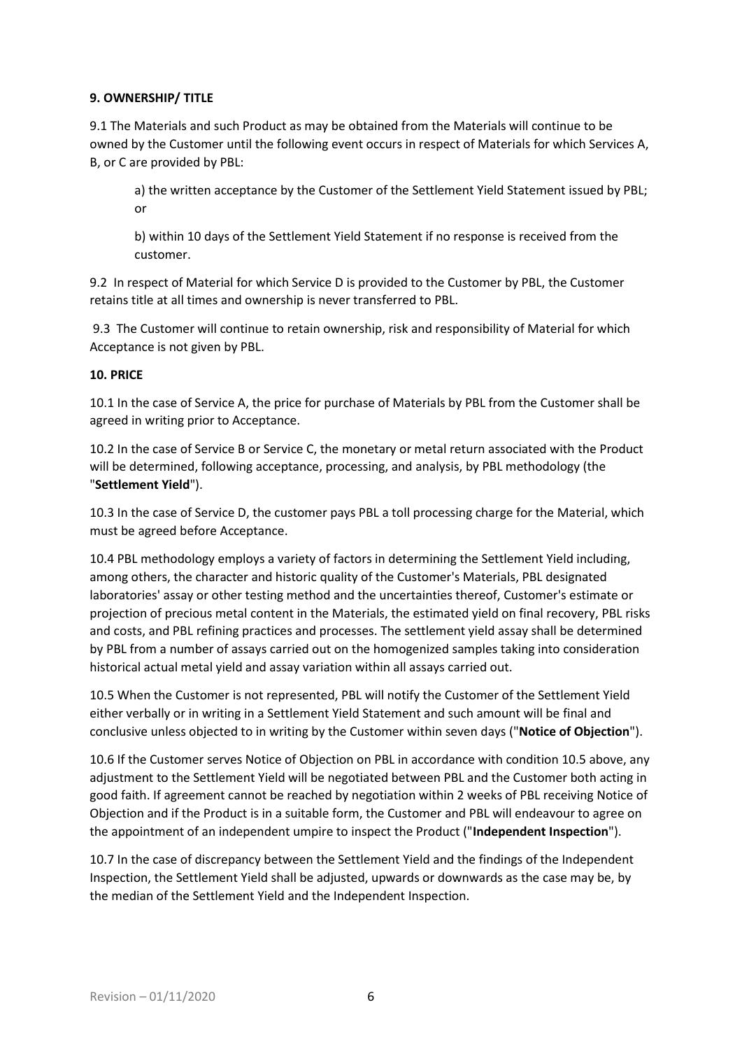**9. OWNERSHIP/ TITLE**

9.1 The Materials and such Product as may be obtained from the Materials will continue to be owned by the Customer until the following event occurs in respect of Materials for which Services A, B, or C are provided by PBL:

> a) the written acceptance by the Customer of the Settlement Yield Statement issued by PBL; or
>
> b) within 10 days of the Settlement Yield Statement if no response is received from the customer.

9.2 In respect of Material for which Service D is provided to the Customer by PBL, the Customer retains title at all times and ownership is never transferred to PBL.

9.3 The Customer will continue to retain ownership, risk and responsibility of Material for which Acceptance is not given by PBL.

**10. PRICE**

10.1 In the case of Service A, the price for purchase of Materials by PBL from the Customer shall be agreed in writing prior to Acceptance.

10.2 In the case of Service B or Service C, the monetary or metal return associated with the Product will be determined, following acceptance, processing, and analysis, by PBL methodology (the "**Settlement Yield**").

10.3 In the case of Service D, the customer pays PBL a toll processing charge for the Material, which must be agreed before Acceptance.

10.4 PBL methodology employs a variety of factors in determining the Settlement Yield including, among others, the character and historic quality of the Customer's Materials, PBL designated laboratories' assay or other testing method and the uncertainties thereof, Customer's estimate or projection of precious metal content in the Materials, the estimated yield on final recovery, PBL risks and costs, and PBL refining practices and processes. The settlement yield assay shall be determined by PBL from a number of assays carried out on the homogenized samples taking into consideration historical actual metal yield and assay variation within all assays carried out.

10.5 When the Customer is not represented, PBL will notify the Customer of the Settlement Yield either verbally or in writing in a Settlement Yield Statement and such amount will be final and conclusive unless objected to in writing by the Customer within seven days ("**Notice of Objection**").

10.6 If the Customer serves Notice of Objection on PBL in accordance with condition 10.5 above, any adjustment to the Settlement Yield will be negotiated between PBL and the Customer both acting in good faith. If agreement cannot be reached by negotiation within 2 weeks of PBL receiving Notice of Objection and if the Product is in a suitable form, the Customer and PBL will endeavour to agree on the appointment of an independent umpire to inspect the Product ("**Independent Inspection**").

10.7 In the case of discrepancy between the Settlement Yield and the findings of the Independent Inspection, the Settlement Yield shall be adjusted, upwards or downwards as the case may be, by the median of the Settlement Yield and the Independent Inspection.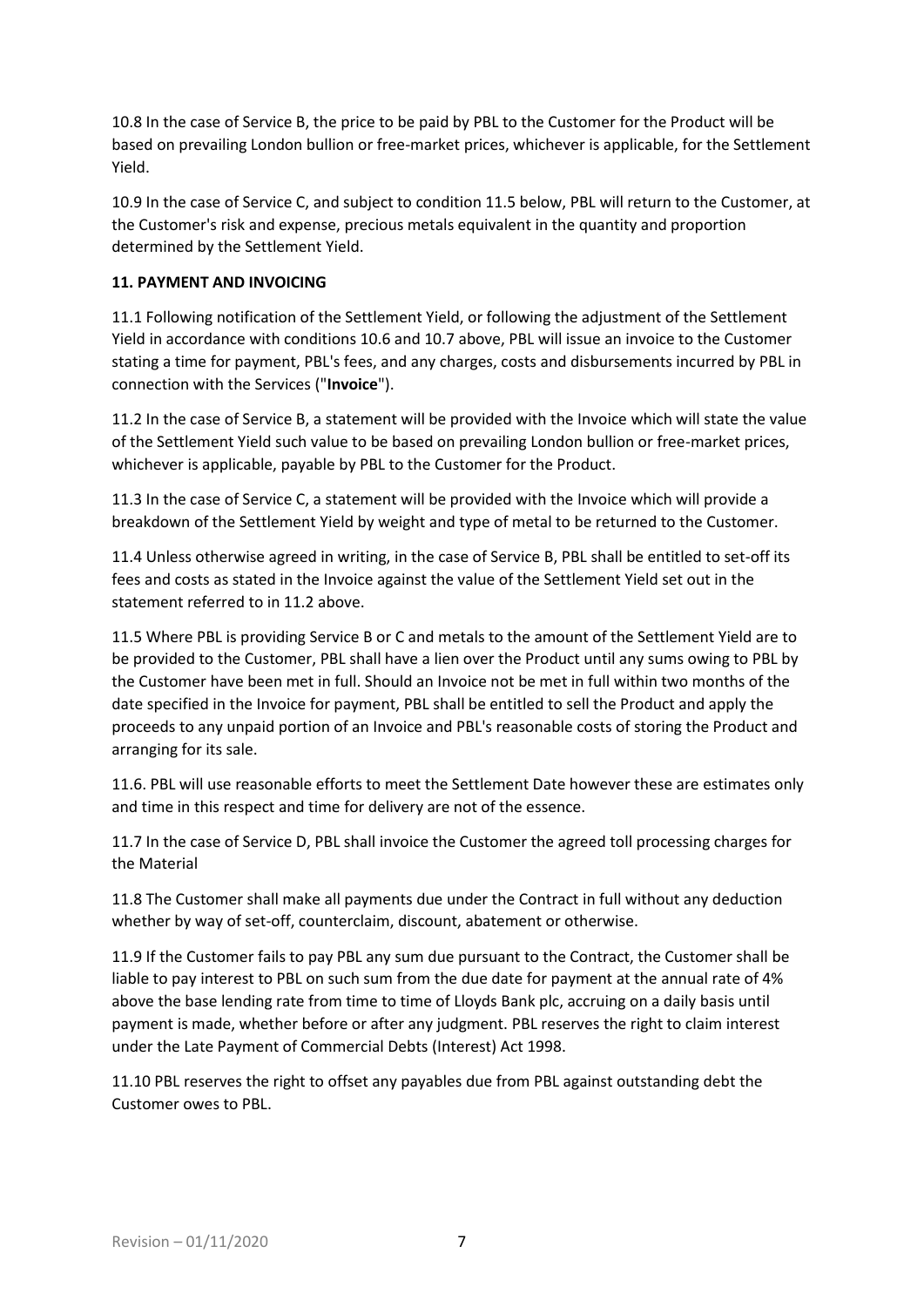10.8 In the case of Service B, the price to be paid by PBL to the Customer for the Product will be based on prevailing London bullion or free-market prices, whichever is applicable, for the Settlement Yield.

10.9 In the case of Service C, and subject to condition 11.5 below, PBL will return to the Customer, at the Customer's risk and expense, precious metals equivalent in the quantity and proportion determined by the Settlement Yield.

**11. PAYMENT AND INVOICING**

11.1 Following notification of the Settlement Yield, or following the adjustment of the Settlement Yield in accordance with conditions 10.6 and 10.7 above, PBL will issue an invoice to the Customer stating a time for payment, PBL's fees, and any charges, costs and disbursements incurred by PBL in connection with the Services ("**Invoice**").

11.2 In the case of Service B, a statement will be provided with the Invoice which will state the value of the Settlement Yield such value to be based on prevailing London bullion or free-market prices, whichever is applicable, payable by PBL to the Customer for the Product.

11.3 In the case of Service C, a statement will be provided with the Invoice which will provide a breakdown of the Settlement Yield by weight and type of metal to be returned to the Customer.

11.4 Unless otherwise agreed in writing, in the case of Service B, PBL shall be entitled to set-off its fees and costs as stated in the Invoice against the value of the Settlement Yield set out in the statement referred to in 11.2 above.

11.5 Where PBL is providing Service B or C and metals to the amount of the Settlement Yield are to be provided to the Customer, PBL shall have a lien over the Product until any sums owing to PBL by the Customer have been met in full. Should an Invoice not be met in full within two months of the date specified in the Invoice for payment, PBL shall be entitled to sell the Product and apply the proceeds to any unpaid portion of an Invoice and PBL's reasonable costs of storing the Product and arranging for its sale.

11.6. PBL will use reasonable efforts to meet the Settlement Date however these are estimates only and time in this respect and time for delivery are not of the essence.

11.7 In the case of Service D, PBL shall invoice the Customer the agreed toll processing charges for the Material

11.8 The Customer shall make all payments due under the Contract in full without any deduction whether by way of set-off, counterclaim, discount, abatement or otherwise.

11.9 If the Customer fails to pay PBL any sum due pursuant to the Contract, the Customer shall be liable to pay interest to PBL on such sum from the due date for payment at the annual rate of 4% above the base lending rate from time to time of Lloyds Bank plc, accruing on a daily basis until payment is made, whether before or after any judgment. PBL reserves the right to claim interest under the Late Payment of Commercial Debts (Interest) Act 1998.

11.10 PBL reserves the right to offset any payables due from PBL against outstanding debt the Customer owes to PBL.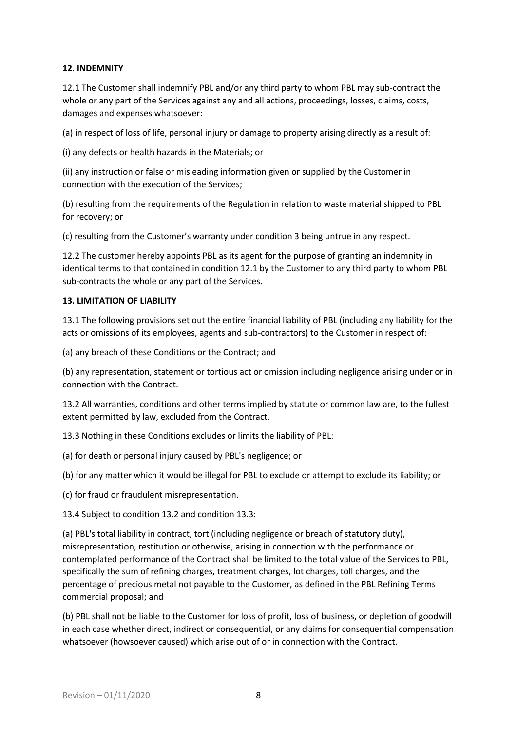**12. INDEMNITY**

12.1 The Customer shall indemnify PBL and/or any third party to whom PBL may sub-contract the whole or any part of the Services against any and all actions, proceedings, losses, claims, costs, damages and expenses whatsoever:

(a) in respect of loss of life, personal injury or damage to property arising directly as a result of:

(i) any defects or health hazards in the Materials; or

(ii) any instruction or false or misleading information given or supplied by the Customer in connection with the execution of the Services;

(b) resulting from the requirements of the Regulation in relation to waste material shipped to PBL for recovery; or

(c) resulting from the Customer's warranty under condition 3 being untrue in any respect.

12.2 The customer hereby appoints PBL as its agent for the purpose of granting an indemnity in identical terms to that contained in condition 12.1 by the Customer to any third party to whom PBL sub-contracts the whole or any part of the Services.

**13. LIMITATION OF LIABILITY**

13.1 The following provisions set out the entire financial liability of PBL (including any liability for the acts or omissions of its employees, agents and sub-contractors) to the Customer in respect of:

(a) any breach of these Conditions or the Contract; and

(b) any representation, statement or tortious act or omission including negligence arising under or in connection with the Contract.

13.2 All warranties, conditions and other terms implied by statute or common law are, to the fullest extent permitted by law, excluded from the Contract.

13.3 Nothing in these Conditions excludes or limits the liability of PBL:

(a) for death or personal injury caused by PBL's negligence; or

(b) for any matter which it would be illegal for PBL to exclude or attempt to exclude its liability; or

(c) for fraud or fraudulent misrepresentation.

13.4 Subject to condition 13.2 and condition 13.3:

(a) PBL's total liability in contract, tort (including negligence or breach of statutory duty), misrepresentation, restitution or otherwise, arising in connection with the performance or contemplated performance of the Contract shall be limited to the total value of the Services to PBL, specifically the sum of refining charges, treatment charges, lot charges, toll charges, and the percentage of precious metal not payable to the Customer, as defined in the PBL Refining Terms commercial proposal; and

(b) PBL shall not be liable to the Customer for loss of profit, loss of business, or depletion of goodwill in each case whether direct, indirect or consequential, or any claims for consequential compensation whatsoever (howsoever caused) which arise out of or in connection with the Contract.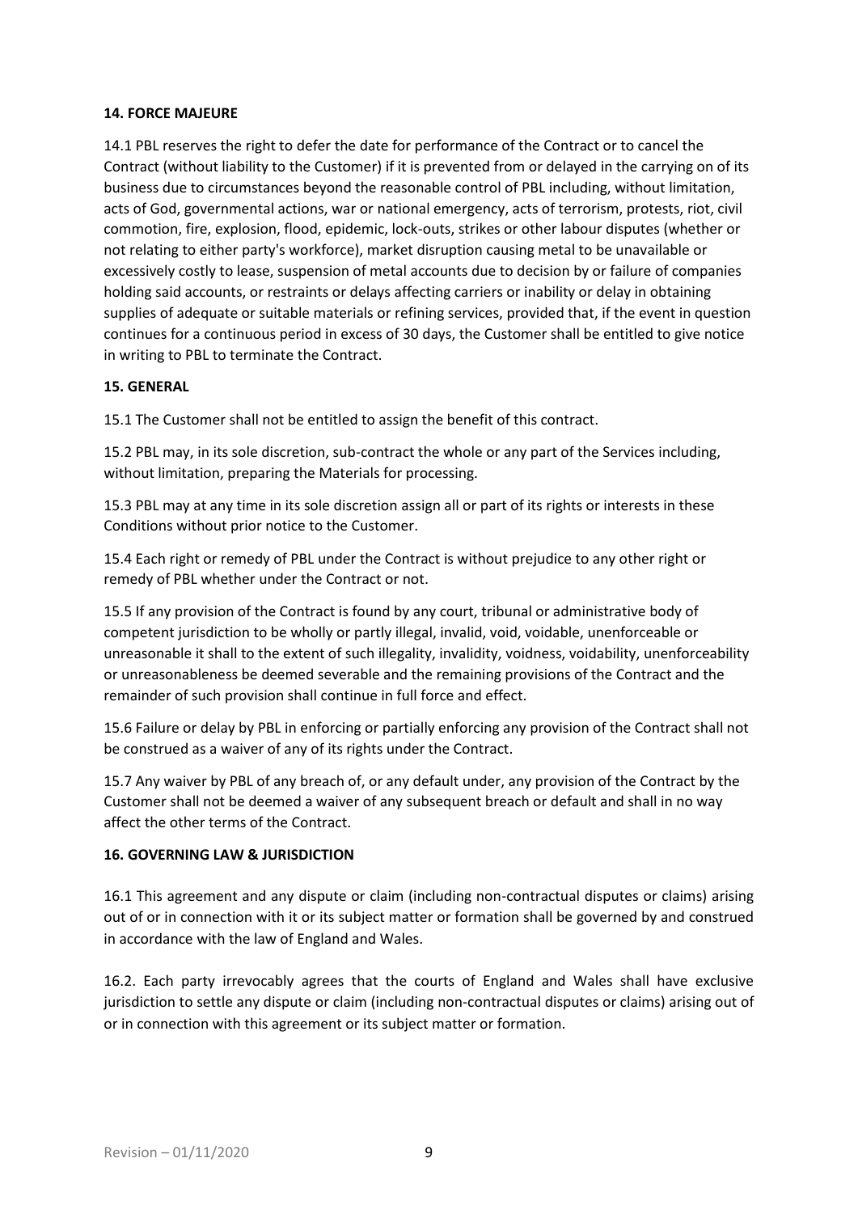**14. FORCE MAJEURE**

14.1 PBL reserves the right to defer the date for performance of the Contract or to cancel the Contract (without liability to the Customer) if it is prevented from or delayed in the carrying on of its business due to circumstances beyond the reasonable control of PBL including, without limitation, acts of God, governmental actions, war or national emergency, acts of terrorism, protests, riot, civil commotion, fire, explosion, flood, epidemic, lock-outs, strikes or other labour disputes (whether or not relating to either party's workforce), market disruption causing metal to be unavailable or excessively costly to lease, suspension of metal accounts due to decision by or failure of companies holding said accounts, or restraints or delays affecting carriers or inability or delay in obtaining supplies of adequate or suitable materials or refining services, provided that, if the event in question continues for a continuous period in excess of 30 days, the Customer shall be entitled to give notice in writing to PBL to terminate the Contract.

**15. GENERAL**

15.1 The Customer shall not be entitled to assign the benefit of this contract.

15.2 PBL may, in its sole discretion, sub-contract the whole or any part of the Services including, without limitation, preparing the Materials for processing.

15.3 PBL may at any time in its sole discretion assign all or part of its rights or interests in these Conditions without prior notice to the Customer.

15.4 Each right or remedy of PBL under the Contract is without prejudice to any other right or remedy of PBL whether under the Contract or not.

15.5 If any provision of the Contract is found by any court, tribunal or administrative body of competent jurisdiction to be wholly or partly illegal, invalid, void, voidable, unenforceable or unreasonable it shall to the extent of such illegality, invalidity, voidness, voidability, unenforceability or unreasonableness be deemed severable and the remaining provisions of the Contract and the remainder of such provision shall continue in full force and effect.

15.6 Failure or delay by PBL in enforcing or partially enforcing any provision of the Contract shall not be construed as a waiver of any of its rights under the Contract.

15.7 Any waiver by PBL of any breach of, or any default under, any provision of the Contract by the Customer shall not be deemed a waiver of any subsequent breach or default and shall in no way affect the other terms of the Contract.

**16. GOVERNING LAW & JURISDICTION**

16.1 This agreement and any dispute or claim (including non-contractual disputes or claims) arising out of or in connection with it or its subject matter or formation shall be governed by and construed in accordance with the law of England and Wales.

16.2. Each party irrevocably agrees that the courts of England and Wales shall have exclusive jurisdiction to settle any dispute or claim (including non-contractual disputes or claims) arising out of or in connection with this agreement or its subject matter or formation.

Revision – 01/11/2020